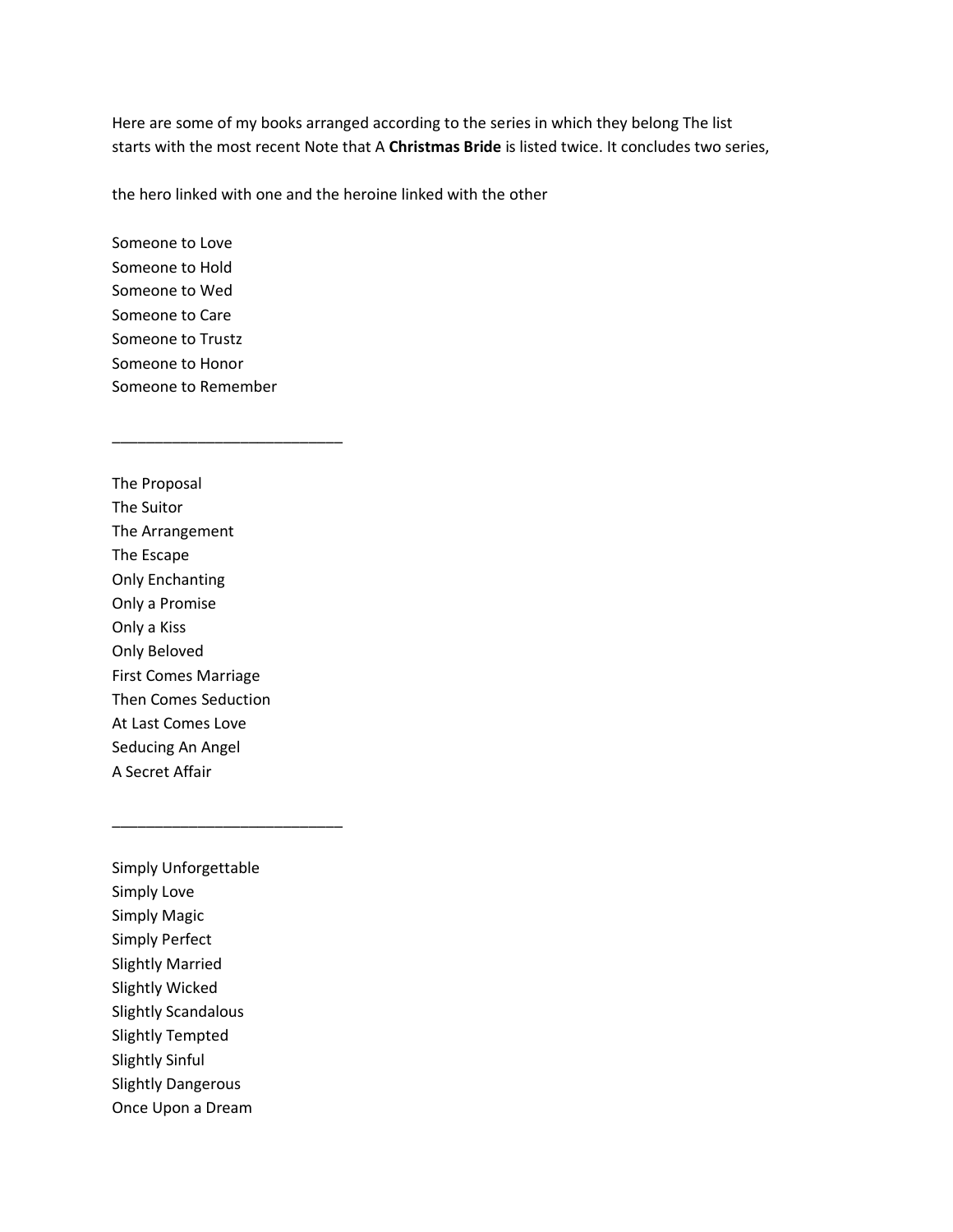Here are some of my books arranged according to the series in which they belong The list starts with the most recent Note that A **Christmas Bride** is listed twice. It concludes two series,

the hero linked with one and the heroine linked with the other

Someone to Love
Someone to Hold
Someone to Wed
Someone to Care
Someone to Trustz
Someone to Honor
Someone to Remember

___________________________

The Proposal
The Suitor
The Arrangement
The Escape
Only Enchanting
Only a Promise
Only a Kiss
Only Beloved
First Comes Marriage
Then Comes Seduction
At Last Comes Love
Seducing An Angel
A Secret Affair

___________________________

Simply Unforgettable
Simply Love
Simply Magic
Simply Perfect
Slightly Married
Slightly Wicked
Slightly Scandalous
Slightly Tempted
Slightly Sinful
Slightly Dangerous
Once Upon a Dream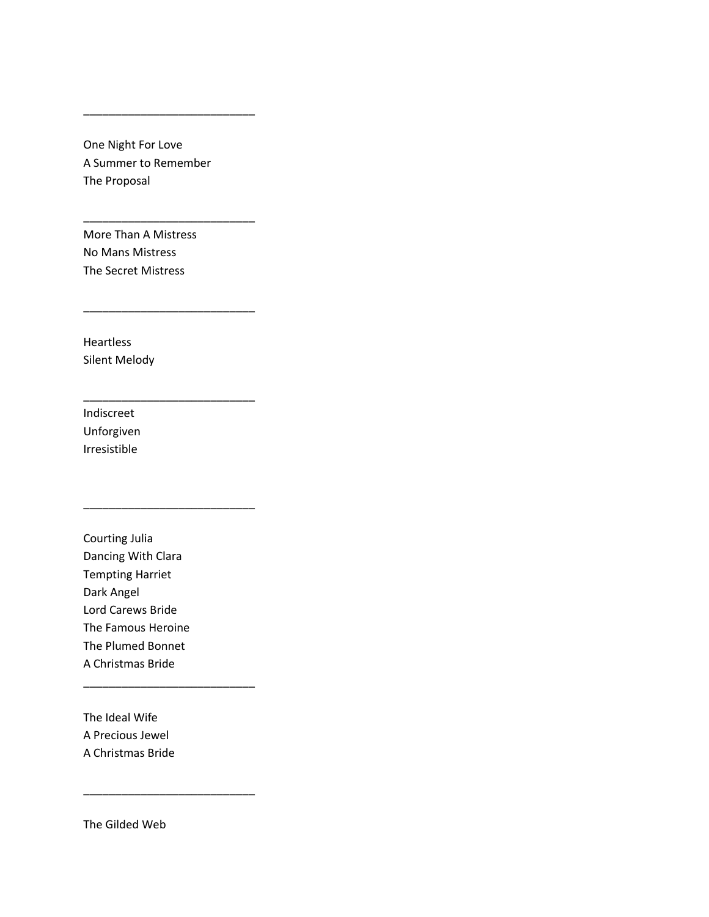---

One Night For Love
A Summer to Remember
The Proposal

---

More Than A Mistress
No Mans Mistress
The Secret Mistress

---

Heartless
Silent Melody

---

Indiscreet
Unforgiven
Irresistible

---

Courting Julia
Dancing With Clara
Tempting Harriet
Dark Angel
Lord Carews Bride
The Famous Heroine
The Plumed Bonnet
A Christmas Bride

---

The Ideal Wife
A Precious Jewel
A Christmas Bride

---

The Gilded Web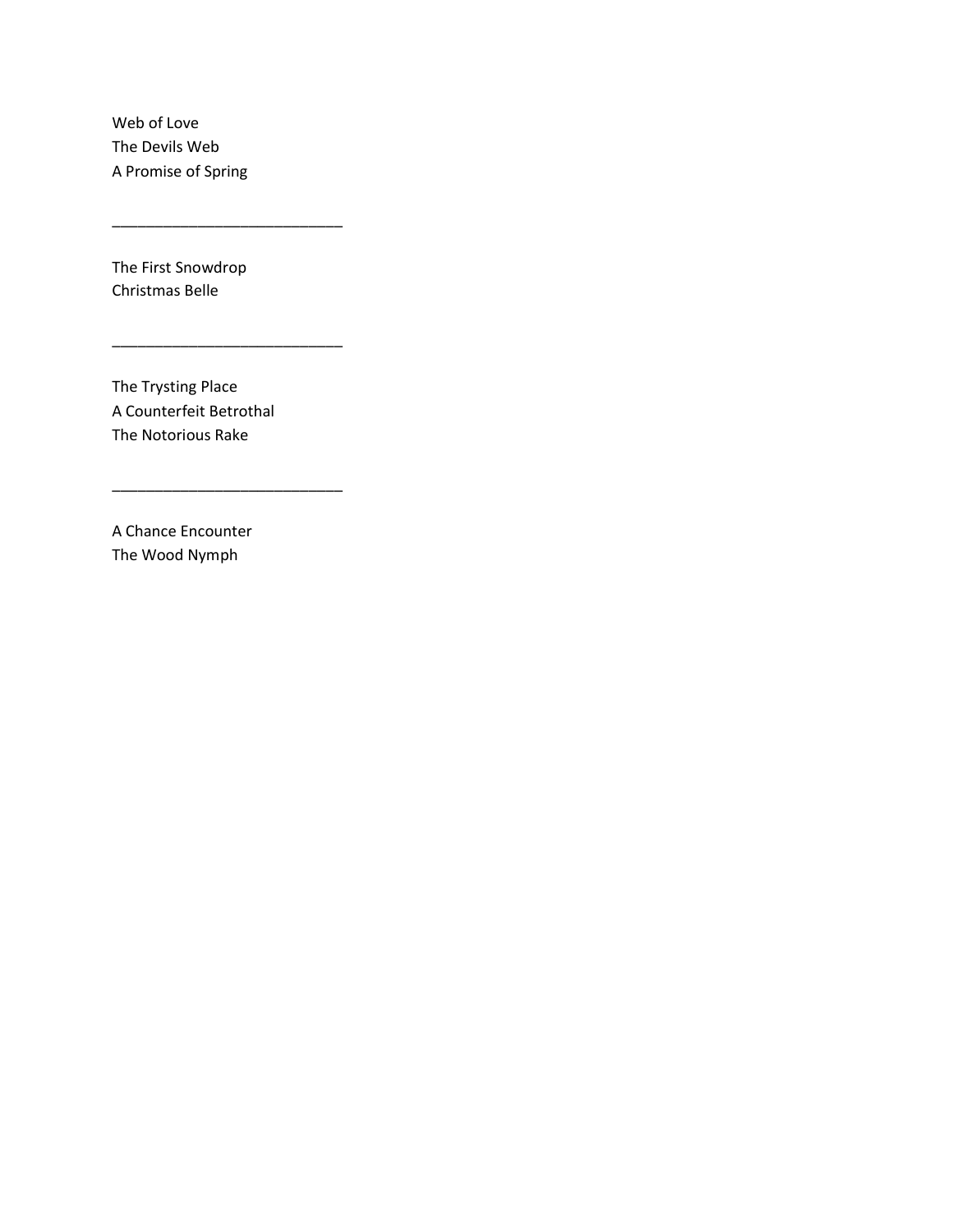Web of Love
The Devils Web
A Promise of Spring

___________________________

The First Snowdrop
Christmas Belle

___________________________

The Trysting Place
A Counterfeit Betrothal
The Notorious Rake

___________________________

A Chance Encounter
The Wood Nymph